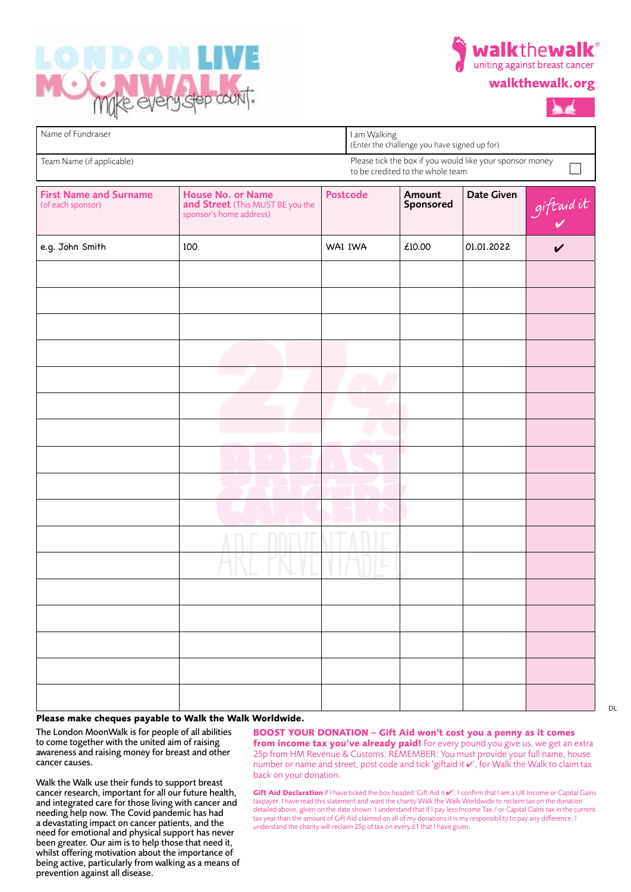# LONDON LIVE MOONWALK

make every step count.

**walkthewalk**®
uniting against breast cancer

**walkthewalk.org**

| Name of Fundraiser | I am Walking (Enter the challenge you have signed up for) |
|---|---|
| Team Name (if applicable) | Please tick the box if you would like your sponsor money to be credited to the whole team ☐ |

| **First Name and Surname** (of each sponsor) | **House No. or Name and Street** (This MUST BE you the sponsor's home address) | **Postcode** | **Amount Sponsored** | **Date Given** | giftaid it ✔ |
|---|---|---|---|---|---|
| e.g. John Smith | 100 | WA1 1WA | £10.00 | 01.01.2022 | ✔ |
| | | | | | |
| | | | | | |
| | | | | | |
| | | | | | |
| | | | | | |
| | | | | | |
| | | | | | |
| | | | | | |
| | | | | | |
| | | | | | |
| | | | | | |
| | | | | | |
| | | | | | |
| | | | | | |
| | | | | | |
| | | | | | |
| | | | | | |

27% BREAST CANCERS ARE PREVENTABLE

DL

**Please make cheques payable to Walk the Walk Worldwide.**

The London MoonWalk is for people of all abilities to come together with the united aim of raising awareness and raising money for breast and other cancer causes.

Walk the Walk use their funds to support breast cancer research, important for all our future health, and integrated care for those living with cancer and needing help now. The Covid pandemic has had a devastating impact on cancer patients, and the need for emotional and physical support has never been greater. Our aim is to help those that need it, whilst offering motivation about the importance of being active, particularly from walking as a means of prevention against all disease.

**BOOST YOUR DONATION – Gift Aid won't cost you a penny as it comes from income tax you've already paid!** For every pound you give us, we get an extra 25p from HM Revenue & Customs. REMEMBER: You must provide your full name, house number or name and street, post code and tick 'giftaid it ✔', for Walk the Walk to claim tax back on your donation.

**Gift Aid Declaration** If I have ticked the box headed 'Gift Aid it ✔', I confirm that I am a UK Income or Capital Gains taxpayer. I have read this statement and want the charity Walk the Walk Worldwide to reclaim tax on the donation detailed above, given on the date shown. I understand that if I pay less Income Tax / or Capital Gains tax in the current tax year than the amount of Gift Aid claimed on all of my donations it is my responsibility to pay any difference. I understand the charity will reclaim 25p of tax on every £1 that I have given.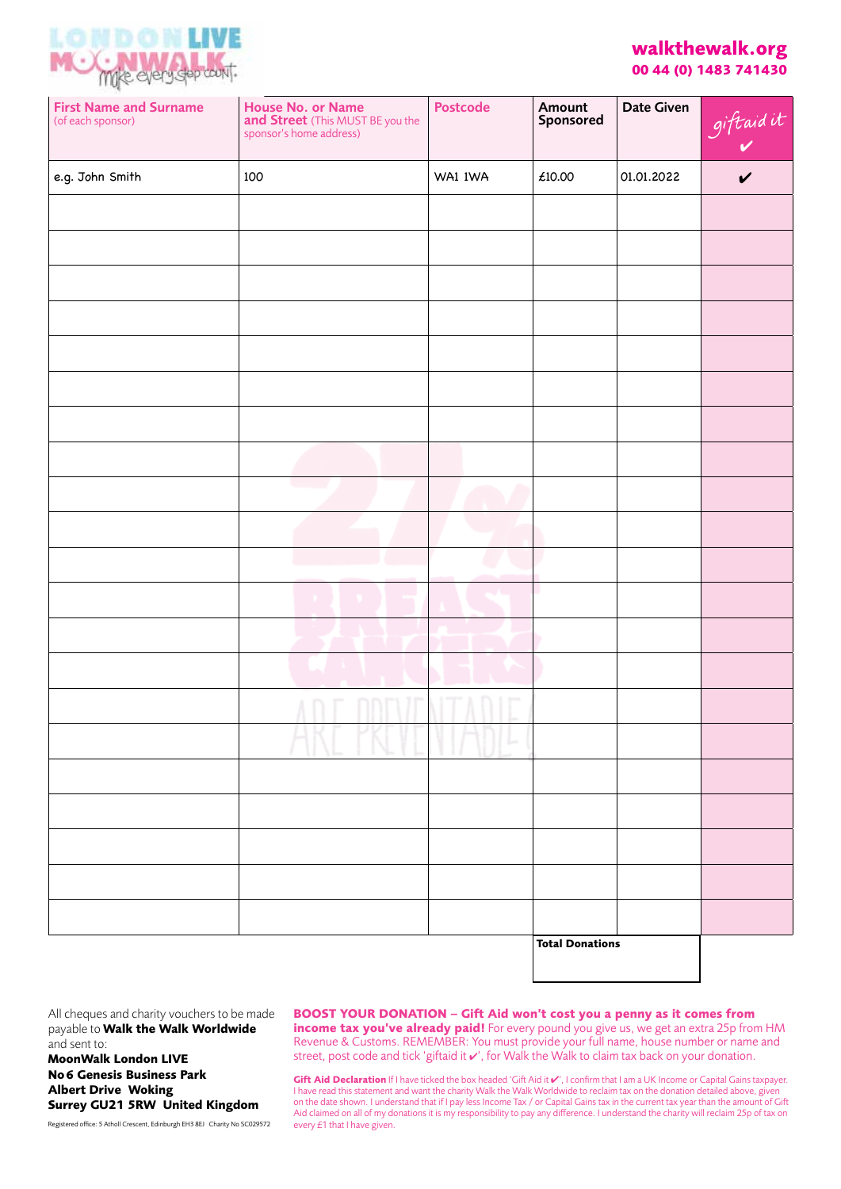LONDON LIVE MOONWALK make every step count.

**walkthewalk.org**
**00 44 (0) 1483 741430**

| First Name and Surname (of each sponsor) | House No. or Name and Street (This MUST BE you the sponsor's home address) | Postcode | Amount Sponsored | Date Given | giftaid it ✔ |
|---|---|---|---|---|---|
| e.g. John Smith | 100 | WA1 1WA | £10.00 | 01.01.2022 | ✔ |
| | | | | | |
| | | | | | |
| | | | | | |
| | | | | | |
| | | | | | |
| | | | | | |
| | | | | | |
| | | | | | |
| | | | | | |
| | | | | | |
| | | | | | |
| | | | | | |
| | | | | | |
| | | | | | |
| | | | | | |
| | | | | | |
| | | | | | |
| | | | | | |
| | | | | | |
| | | | | | |
| | | | | | |
| | | | **Total Donations** | | |

All cheques and charity vouchers to be made payable to **Walk the Walk Worldwide** and sent to:
**MoonWalk London LIVE**
**No 6 Genesis Business Park**
**Albert Drive Woking**
**Surrey GU21 5RW United Kingdom**

Registered office: 5 Atholl Crescent, Edinburgh EH3 8EJ Charity No SC029572

**BOOST YOUR DONATION – Gift Aid won't cost you a penny as it comes from income tax you've already paid!** For every pound you give us, we get an extra 25p from HM Revenue & Customs. REMEMBER: You must provide your full name, house number or name and street, post code and tick 'giftaid it ✔', for Walk the Walk to claim tax back on your donation.

**Gift Aid Declaration** If I have ticked the box headed 'Gift Aid it ✔', I confirm that I am a UK Income or Capital Gains taxpayer. I have read this statement and want the charity Walk the Walk Worldwide to reclaim tax on the donation detailed above, given on the date shown. I understand that if I pay less Income Tax / or Capital Gains tax in the current tax year than the amount of Gift Aid claimed on all of my donations it is my responsibility to pay any difference. I understand the charity will reclaim 25p of tax on every £1 that I have given.